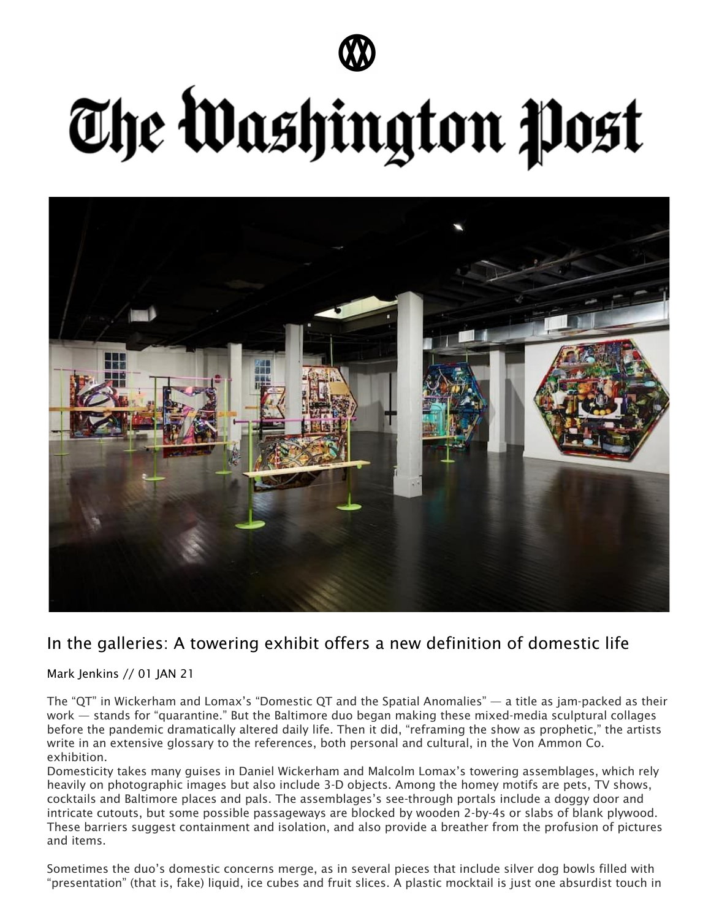# The Washington Post

## In the galleries: A towering exhibit offers a new definition of domestic life

Mark Jenkins // 01 JAN 21

The "QT" in Wickerham and Lomax's "Domestic QT and the Spatial Anomalies" — a title as jam-packed as their work — stands for "quarantine." But the Baltimore duo began making these mixed-media sculptural collages before the pandemic dramatically altered daily life. Then it did, "reframing the show as prophetic," the artists write in an extensive glossary to the references, both personal and cultural, in the Von Ammon Co. exhibition.

Domesticity takes many guises in Daniel Wickerham and Malcolm Lomax's towering assemblages, which rely heavily on photographic images but also include 3-D objects. Among the homey motifs are pets, TV shows, cocktails and Baltimore places and pals. The assemblages's see-through portals include a doggy door and intricate cutouts, but some possible passageways are blocked by wooden 2-by-4s or slabs of blank plywood. These barriers suggest containment and isolation, and also provide a breather from the profusion of pictures and items.

Sometimes the duo's domestic concerns merge, as in several pieces that include silver dog bowls filled with "presentation" (that is, fake) liquid, ice cubes and fruit slices. A plastic mocktail is just one absurdist touch in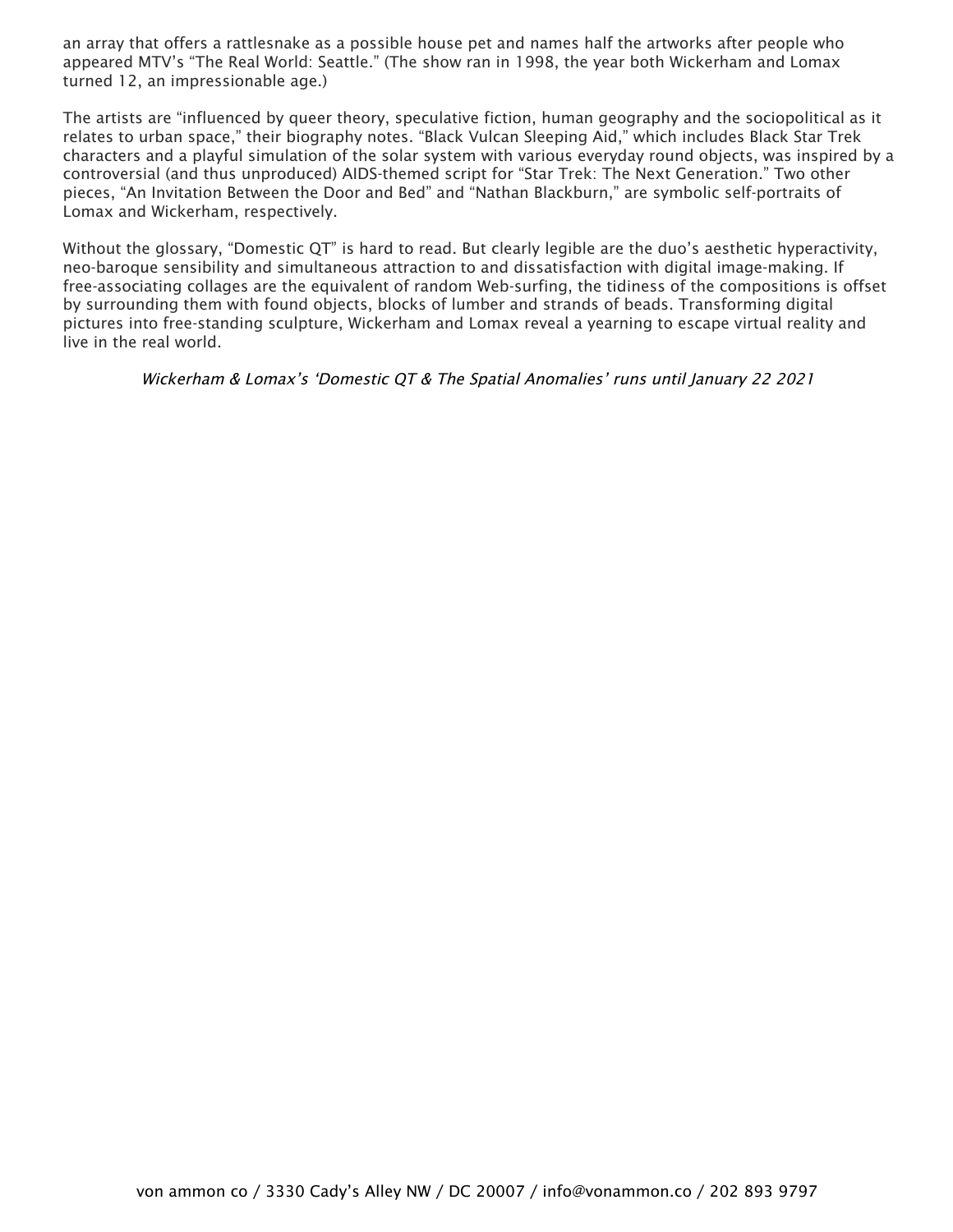an array that offers a rattlesnake as a possible house pet and names half the artworks after people who appeared MTV's "The Real World: Seattle." (The show ran in 1998, the year both Wickerham and Lomax turned 12, an impressionable age.)

The artists are "influenced by queer theory, speculative fiction, human geography and the sociopolitical as it relates to urban space," their biography notes. "Black Vulcan Sleeping Aid," which includes Black Star Trek characters and a playful simulation of the solar system with various everyday round objects, was inspired by a controversial (and thus unproduced) AIDS-themed script for "Star Trek: The Next Generation." Two other pieces, "An Invitation Between the Door and Bed" and "Nathan Blackburn," are symbolic self-portraits of Lomax and Wickerham, respectively.

Without the glossary, "Domestic QT" is hard to read. But clearly legible are the duo's aesthetic hyperactivity, neo-baroque sensibility and simultaneous attraction to and dissatisfaction with digital image-making. If free-associating collages are the equivalent of random Web-surfing, the tidiness of the compositions is offset by surrounding them with found objects, blocks of lumber and strands of beads. Transforming digital pictures into free-standing sculpture, Wickerham and Lomax reveal a yearning to escape virtual reality and live in the real world.

*Wickerham & Lomax's 'Domestic QT & The Spatial Anomalies' runs until January 22 2021*

von ammon co / 3330 Cady's Alley NW / DC 20007 / info@vonammon.co / 202 893 9797